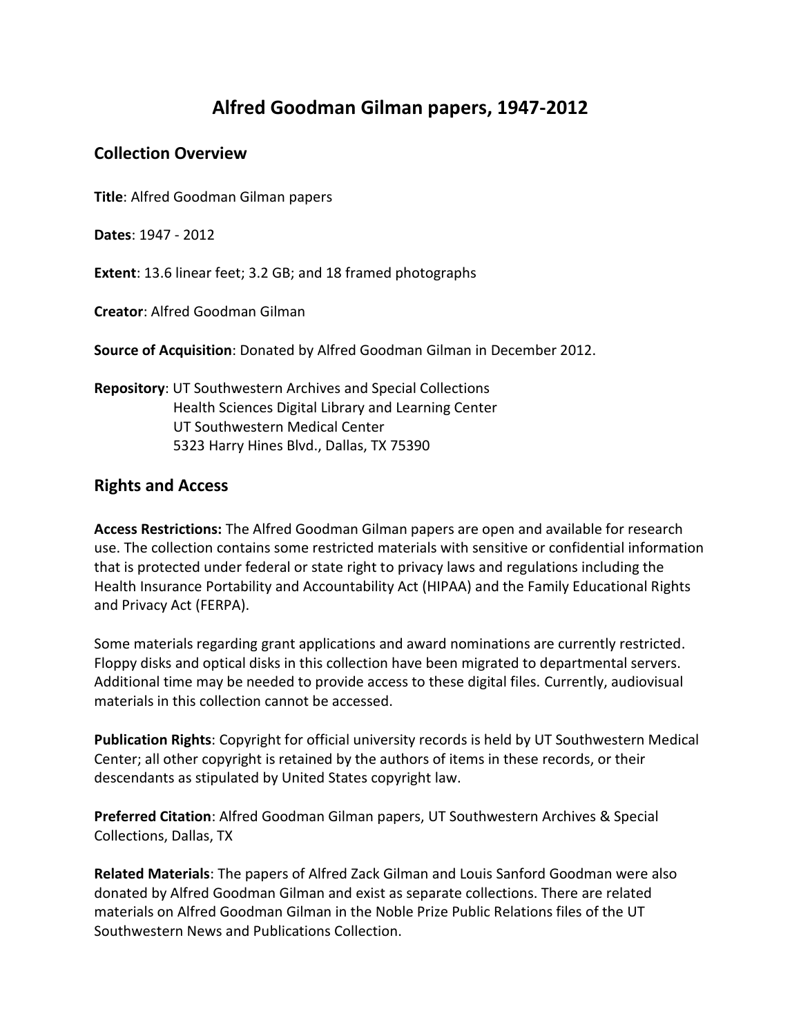# Alfred Goodman Gilman papers, 1947-2012

## Collection Overview

**Title**: Alfred Goodman Gilman papers

**Dates**: 1947 - 2012

**Extent**: 13.6 linear feet; 3.2 GB; and 18 framed photographs

**Creator**: Alfred Goodman Gilman

**Source of Acquisition**: Donated by Alfred Goodman Gilman in December 2012.

**Repository**: UT Southwestern Archives and Special Collections
Health Sciences Digital Library and Learning Center
UT Southwestern Medical Center
5323 Harry Hines Blvd., Dallas, TX 75390

## Rights and Access

**Access Restrictions:** The Alfred Goodman Gilman papers are open and available for research use. The collection contains some restricted materials with sensitive or confidential information that is protected under federal or state right to privacy laws and regulations including the Health Insurance Portability and Accountability Act (HIPAA) and the Family Educational Rights and Privacy Act (FERPA).

Some materials regarding grant applications and award nominations are currently restricted. Floppy disks and optical disks in this collection have been migrated to departmental servers. Additional time may be needed to provide access to these digital files. Currently, audiovisual materials in this collection cannot be accessed.

**Publication Rights**: Copyright for official university records is held by UT Southwestern Medical Center; all other copyright is retained by the authors of items in these records, or their descendants as stipulated by United States copyright law.

**Preferred Citation**: Alfred Goodman Gilman papers, UT Southwestern Archives & Special Collections, Dallas, TX

**Related Materials**: The papers of Alfred Zack Gilman and Louis Sanford Goodman were also donated by Alfred Goodman Gilman and exist as separate collections. There are related materials on Alfred Goodman Gilman in the Noble Prize Public Relations files of the UT Southwestern News and Publications Collection.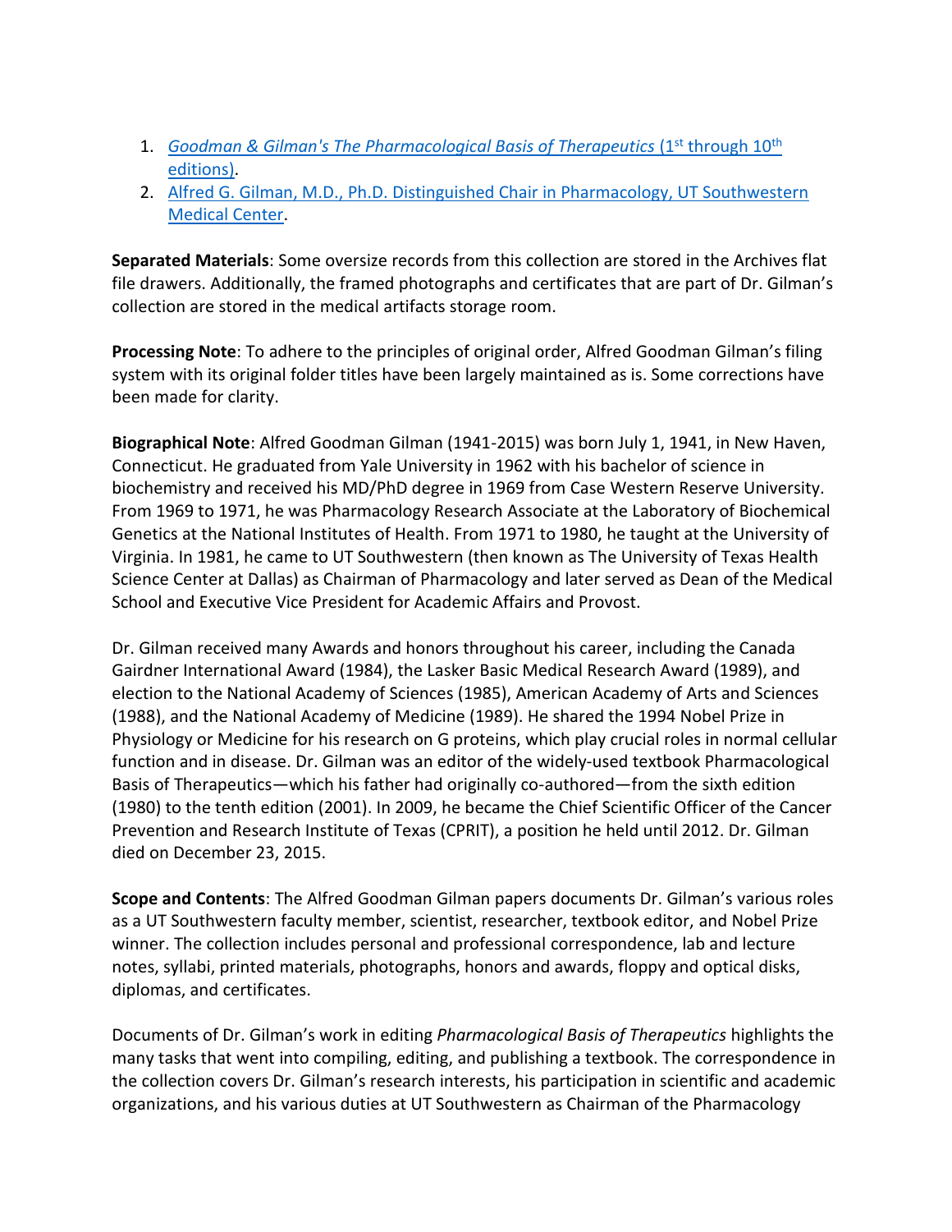1. *Goodman & Gilman's The Pharmacological Basis of Therapeutics* (1st through 10th editions).
2. Alfred G. Gilman, M.D., Ph.D. Distinguished Chair in Pharmacology, UT Southwestern Medical Center.

**Separated Materials**: Some oversize records from this collection are stored in the Archives flat file drawers. Additionally, the framed photographs and certificates that are part of Dr. Gilman's collection are stored in the medical artifacts storage room.

**Processing Note**: To adhere to the principles of original order, Alfred Goodman Gilman's filing system with its original folder titles have been largely maintained as is. Some corrections have been made for clarity.

**Biographical Note**: Alfred Goodman Gilman (1941-2015) was born July 1, 1941, in New Haven, Connecticut. He graduated from Yale University in 1962 with his bachelor of science in biochemistry and received his MD/PhD degree in 1969 from Case Western Reserve University. From 1969 to 1971, he was Pharmacology Research Associate at the Laboratory of Biochemical Genetics at the National Institutes of Health. From 1971 to 1980, he taught at the University of Virginia. In 1981, he came to UT Southwestern (then known as The University of Texas Health Science Center at Dallas) as Chairman of Pharmacology and later served as Dean of the Medical School and Executive Vice President for Academic Affairs and Provost.

Dr. Gilman received many Awards and honors throughout his career, including the Canada Gairdner International Award (1984), the Lasker Basic Medical Research Award (1989), and election to the National Academy of Sciences (1985), American Academy of Arts and Sciences (1988), and the National Academy of Medicine (1989). He shared the 1994 Nobel Prize in Physiology or Medicine for his research on G proteins, which play crucial roles in normal cellular function and in disease. Dr. Gilman was an editor of the widely-used textbook Pharmacological Basis of Therapeutics—which his father had originally co-authored—from the sixth edition (1980) to the tenth edition (2001). In 2009, he became the Chief Scientific Officer of the Cancer Prevention and Research Institute of Texas (CPRIT), a position he held until 2012. Dr. Gilman died on December 23, 2015.

**Scope and Contents**: The Alfred Goodman Gilman papers documents Dr. Gilman's various roles as a UT Southwestern faculty member, scientist, researcher, textbook editor, and Nobel Prize winner. The collection includes personal and professional correspondence, lab and lecture notes, syllabi, printed materials, photographs, honors and awards, floppy and optical disks, diplomas, and certificates.

Documents of Dr. Gilman's work in editing *Pharmacological Basis of Therapeutics* highlights the many tasks that went into compiling, editing, and publishing a textbook. The correspondence in the collection covers Dr. Gilman's research interests, his participation in scientific and academic organizations, and his various duties at UT Southwestern as Chairman of the Pharmacology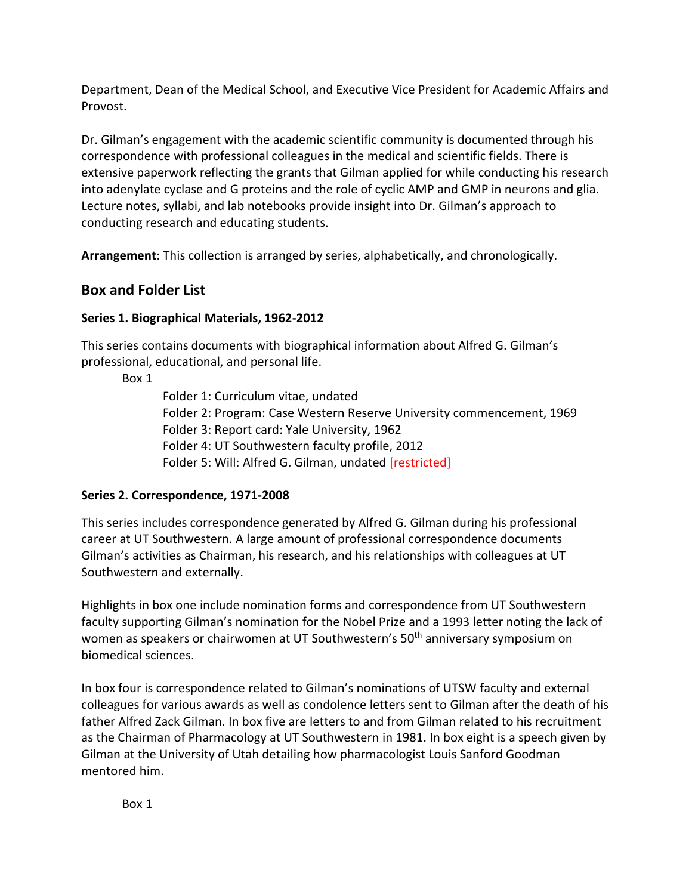Department, Dean of the Medical School, and Executive Vice President for Academic Affairs and Provost.

Dr. Gilman's engagement with the academic scientific community is documented through his correspondence with professional colleagues in the medical and scientific fields. There is extensive paperwork reflecting the grants that Gilman applied for while conducting his research into adenylate cyclase and G proteins and the role of cyclic AMP and GMP in neurons and glia. Lecture notes, syllabi, and lab notebooks provide insight into Dr. Gilman's approach to conducting research and educating students.

**Arrangement**: This collection is arranged by series, alphabetically, and chronologically.

## Box and Folder List

**Series 1. Biographical Materials, 1962-2012**

This series contains documents with biographical information about Alfred G. Gilman's professional, educational, and personal life.

Box 1

- Folder 1: Curriculum vitae, undated
- Folder 2: Program: Case Western Reserve University commencement, 1969
- Folder 3: Report card: Yale University, 1962
- Folder 4: UT Southwestern faculty profile, 2012
- Folder 5: Will: Alfred G. Gilman, undated [restricted]

**Series 2. Correspondence, 1971-2008**

This series includes correspondence generated by Alfred G. Gilman during his professional career at UT Southwestern. A large amount of professional correspondence documents Gilman's activities as Chairman, his research, and his relationships with colleagues at UT Southwestern and externally.

Highlights in box one include nomination forms and correspondence from UT Southwestern faculty supporting Gilman's nomination for the Nobel Prize and a 1993 letter noting the lack of women as speakers or chairwomen at UT Southwestern's 50th anniversary symposium on biomedical sciences.

In box four is correspondence related to Gilman's nominations of UTSW faculty and external colleagues for various awards as well as condolence letters sent to Gilman after the death of his father Alfred Zack Gilman. In box five are letters to and from Gilman related to his recruitment as the Chairman of Pharmacology at UT Southwestern in 1981. In box eight is a speech given by Gilman at the University of Utah detailing how pharmacologist Louis Sanford Goodman mentored him.

Box 1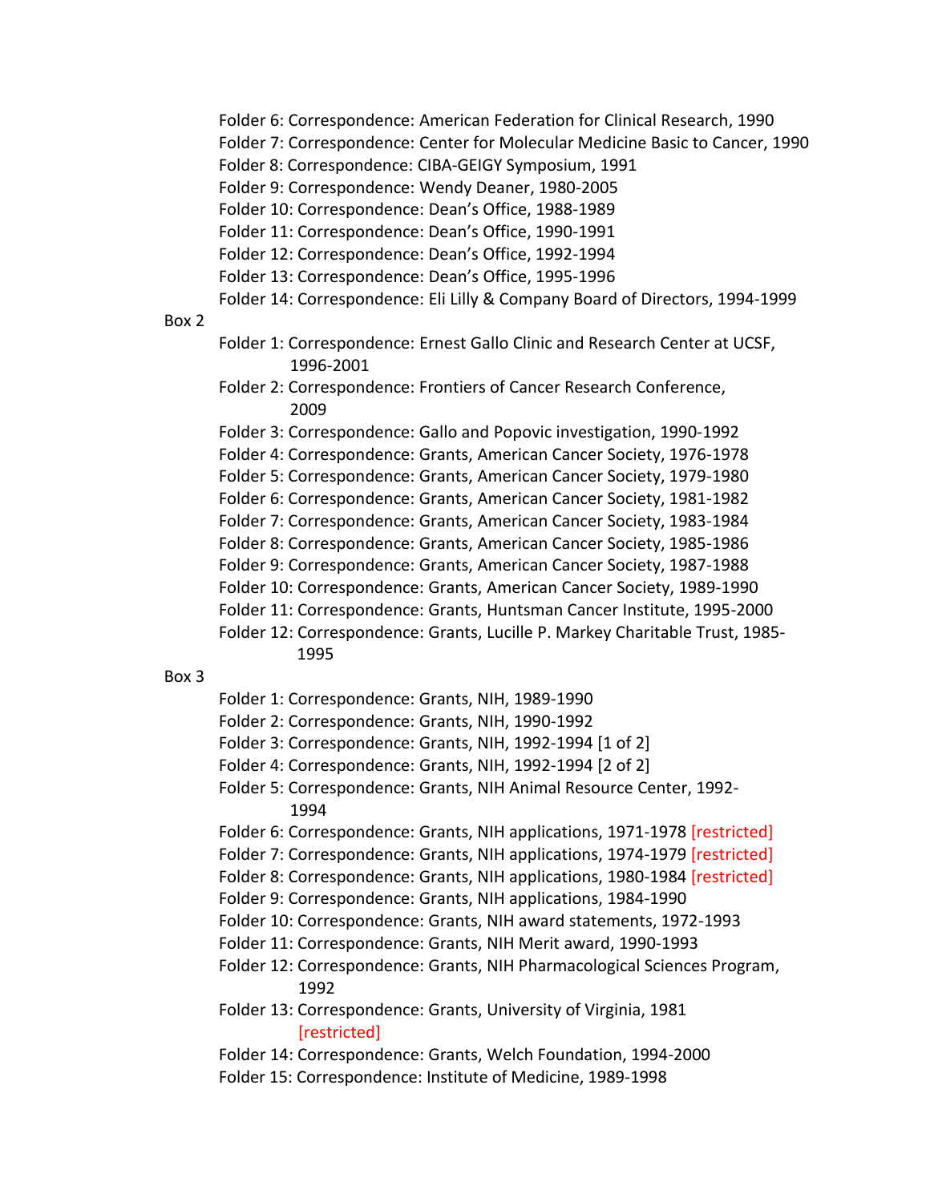- Folder 6: Correspondence: American Federation for Clinical Research, 1990
- Folder 7: Correspondence: Center for Molecular Medicine Basic to Cancer, 1990
- Folder 8: Correspondence: CIBA-GEIGY Symposium, 1991
- Folder 9: Correspondence: Wendy Deaner, 1980-2005
- Folder 10: Correspondence: Dean's Office, 1988-1989
- Folder 11: Correspondence: Dean's Office, 1990-1991
- Folder 12: Correspondence: Dean's Office, 1992-1994
- Folder 13: Correspondence: Dean's Office, 1995-1996
- Folder 14: Correspondence: Eli Lilly & Company Board of Directors, 1994-1999

Box 2

- Folder 1: Correspondence: Ernest Gallo Clinic and Research Center at UCSF, 1996-2001
- Folder 2: Correspondence: Frontiers of Cancer Research Conference, 2009
- Folder 3: Correspondence: Gallo and Popovic investigation, 1990-1992
- Folder 4: Correspondence: Grants, American Cancer Society, 1976-1978
- Folder 5: Correspondence: Grants, American Cancer Society, 1979-1980
- Folder 6: Correspondence: Grants, American Cancer Society, 1981-1982
- Folder 7: Correspondence: Grants, American Cancer Society, 1983-1984
- Folder 8: Correspondence: Grants, American Cancer Society, 1985-1986
- Folder 9: Correspondence: Grants, American Cancer Society, 1987-1988
- Folder 10: Correspondence: Grants, American Cancer Society, 1989-1990
- Folder 11: Correspondence: Grants, Huntsman Cancer Institute, 1995-2000
- Folder 12: Correspondence: Grants, Lucille P. Markey Charitable Trust, 1985-1995

Box 3

- Folder 1: Correspondence: Grants, NIH, 1989-1990
- Folder 2: Correspondence: Grants, NIH, 1990-1992
- Folder 3: Correspondence: Grants, NIH, 1992-1994 [1 of 2]
- Folder 4: Correspondence: Grants, NIH, 1992-1994 [2 of 2]
- Folder 5: Correspondence: Grants, NIH Animal Resource Center, 1992-1994
- Folder 6: Correspondence: Grants, NIH applications, 1971-1978 [restricted]
- Folder 7: Correspondence: Grants, NIH applications, 1974-1979 [restricted]
- Folder 8: Correspondence: Grants, NIH applications, 1980-1984 [restricted]
- Folder 9: Correspondence: Grants, NIH applications, 1984-1990
- Folder 10: Correspondence: Grants, NIH award statements, 1972-1993
- Folder 11: Correspondence: Grants, NIH Merit award, 1990-1993
- Folder 12: Correspondence: Grants, NIH Pharmacological Sciences Program, 1992
- Folder 13: Correspondence: Grants, University of Virginia, 1981 [restricted]
- Folder 14: Correspondence: Grants, Welch Foundation, 1994-2000
- Folder 15: Correspondence: Institute of Medicine, 1989-1998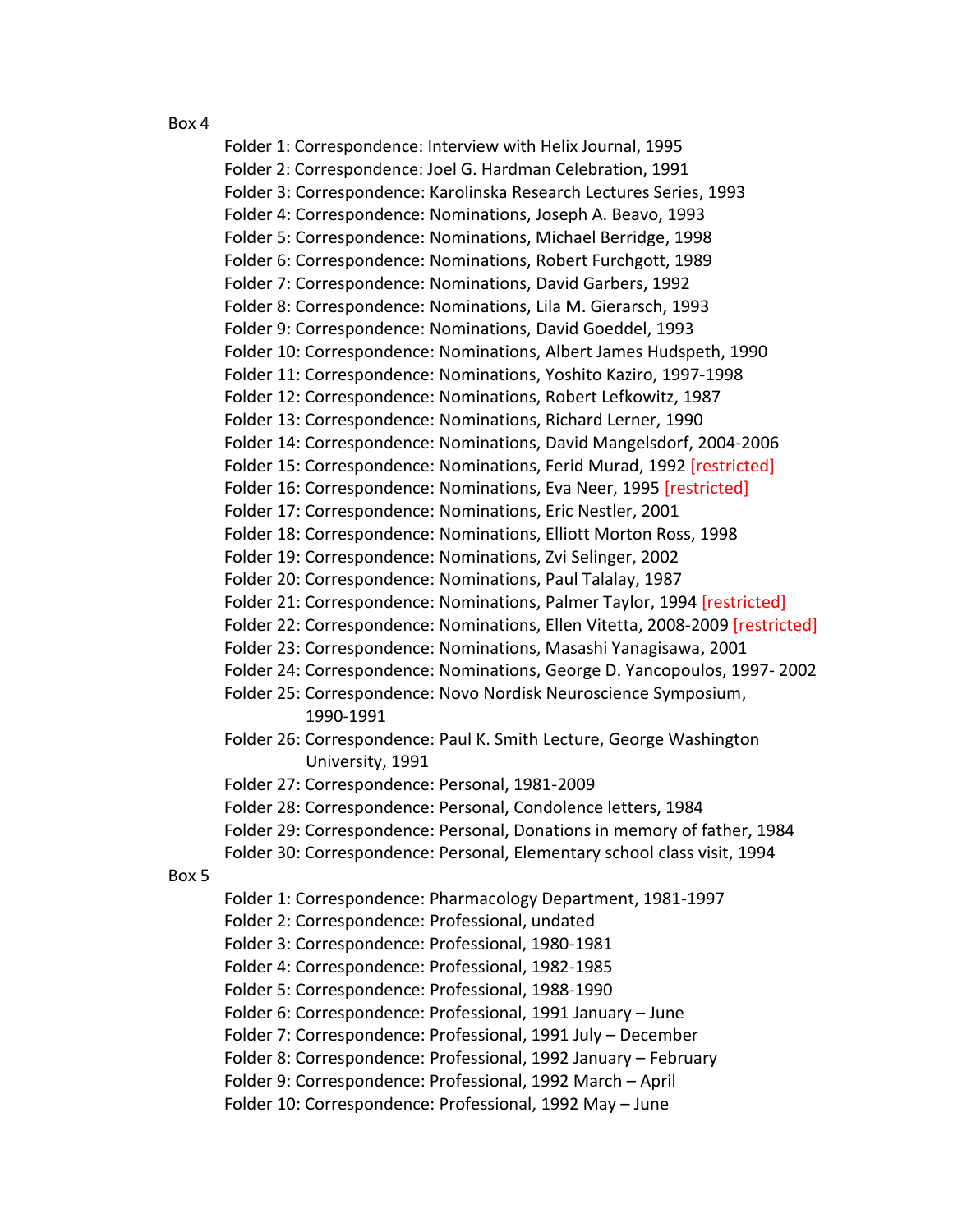Box 4

- Folder 1: Correspondence: Interview with Helix Journal, 1995
- Folder 2: Correspondence: Joel G. Hardman Celebration, 1991
- Folder 3: Correspondence: Karolinska Research Lectures Series, 1993
- Folder 4: Correspondence: Nominations, Joseph A. Beavo, 1993
- Folder 5: Correspondence: Nominations, Michael Berridge, 1998
- Folder 6: Correspondence: Nominations, Robert Furchgott, 1989
- Folder 7: Correspondence: Nominations, David Garbers, 1992
- Folder 8: Correspondence: Nominations, Lila M. Gierarsch, 1993
- Folder 9: Correspondence: Nominations, David Goeddel, 1993
- Folder 10: Correspondence: Nominations, Albert James Hudspeth, 1990
- Folder 11: Correspondence: Nominations, Yoshito Kaziro, 1997-1998
- Folder 12: Correspondence: Nominations, Robert Lefkowitz, 1987
- Folder 13: Correspondence: Nominations, Richard Lerner, 1990
- Folder 14: Correspondence: Nominations, David Mangelsdorf, 2004-2006
- Folder 15: Correspondence: Nominations, Ferid Murad, 1992 [restricted]
- Folder 16: Correspondence: Nominations, Eva Neer, 1995 [restricted]
- Folder 17: Correspondence: Nominations, Eric Nestler, 2001
- Folder 18: Correspondence: Nominations, Elliott Morton Ross, 1998
- Folder 19: Correspondence: Nominations, Zvi Selinger, 2002
- Folder 20: Correspondence: Nominations, Paul Talalay, 1987
- Folder 21: Correspondence: Nominations, Palmer Taylor, 1994 [restricted]
- Folder 22: Correspondence: Nominations, Ellen Vitetta, 2008-2009 [restricted]
- Folder 23: Correspondence: Nominations, Masashi Yanagisawa, 2001
- Folder 24: Correspondence: Nominations, George D. Yancopoulos, 1997- 2002
- Folder 25: Correspondence: Novo Nordisk Neuroscience Symposium, 1990-1991
- Folder 26: Correspondence: Paul K. Smith Lecture, George Washington University, 1991
- Folder 27: Correspondence: Personal, 1981-2009
- Folder 28: Correspondence: Personal, Condolence letters, 1984
- Folder 29: Correspondence: Personal, Donations in memory of father, 1984
- Folder 30: Correspondence: Personal, Elementary school class visit, 1994

Box 5

- Folder 1: Correspondence: Pharmacology Department, 1981-1997
- Folder 2: Correspondence: Professional, undated
- Folder 3: Correspondence: Professional, 1980-1981
- Folder 4: Correspondence: Professional, 1982-1985
- Folder 5: Correspondence: Professional, 1988-1990
- Folder 6: Correspondence: Professional, 1991 January – June
- Folder 7: Correspondence: Professional, 1991 July – December
- Folder 8: Correspondence: Professional, 1992 January – February
- Folder 9: Correspondence: Professional, 1992 March – April
- Folder 10: Correspondence: Professional, 1992 May – June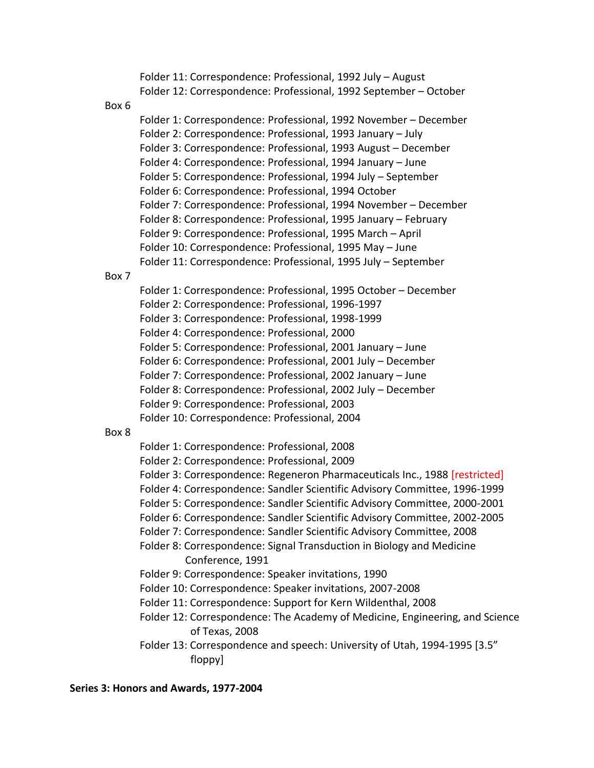Folder 11: Correspondence: Professional, 1992 July – August
Folder 12: Correspondence: Professional, 1992 September – October

Box 6

Folder 1: Correspondence: Professional, 1992 November – December
Folder 2: Correspondence: Professional, 1993 January – July
Folder 3: Correspondence: Professional, 1993 August – December
Folder 4: Correspondence: Professional, 1994 January – June
Folder 5: Correspondence: Professional, 1994 July – September
Folder 6: Correspondence: Professional, 1994 October
Folder 7: Correspondence: Professional, 1994 November – December
Folder 8: Correspondence: Professional, 1995 January – February
Folder 9: Correspondence: Professional, 1995 March – April
Folder 10: Correspondence: Professional, 1995 May – June
Folder 11: Correspondence: Professional, 1995 July – September

Box 7

Folder 1: Correspondence: Professional, 1995 October – December
Folder 2: Correspondence: Professional, 1996-1997
Folder 3: Correspondence: Professional, 1998-1999
Folder 4: Correspondence: Professional, 2000
Folder 5: Correspondence: Professional, 2001 January – June
Folder 6: Correspondence: Professional, 2001 July – December
Folder 7: Correspondence: Professional, 2002 January – June
Folder 8: Correspondence: Professional, 2002 July – December
Folder 9: Correspondence: Professional, 2003
Folder 10: Correspondence: Professional, 2004

Box 8

Folder 1: Correspondence: Professional, 2008
Folder 2: Correspondence: Professional, 2009
Folder 3: Correspondence: Regeneron Pharmaceuticals Inc., 1988 [restricted]
Folder 4: Correspondence: Sandler Scientific Advisory Committee, 1996-1999
Folder 5: Correspondence: Sandler Scientific Advisory Committee, 2000-2001
Folder 6: Correspondence: Sandler Scientific Advisory Committee, 2002-2005
Folder 7: Correspondence: Sandler Scientific Advisory Committee, 2008
Folder 8: Correspondence: Signal Transduction in Biology and Medicine Conference, 1991
Folder 9: Correspondence: Speaker invitations, 1990
Folder 10: Correspondence: Speaker invitations, 2007-2008
Folder 11: Correspondence: Support for Kern Wildenthal, 2008
Folder 12: Correspondence: The Academy of Medicine, Engineering, and Science of Texas, 2008
Folder 13: Correspondence and speech: University of Utah, 1994-1995 [3.5" floppy]

**Series 3: Honors and Awards, 1977-2004**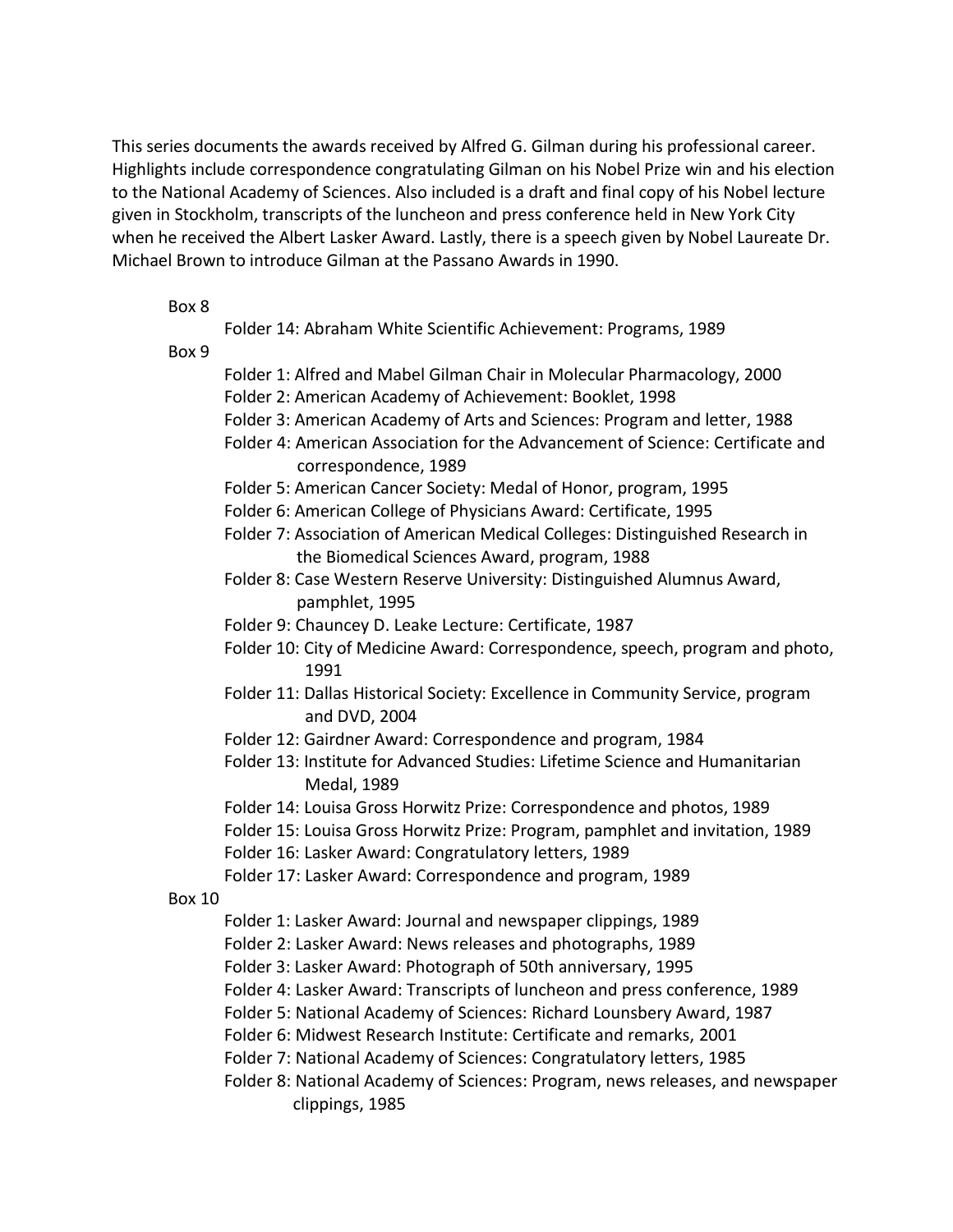This series documents the awards received by Alfred G. Gilman during his professional career. Highlights include correspondence congratulating Gilman on his Nobel Prize win and his election to the National Academy of Sciences. Also included is a draft and final copy of his Nobel lecture given in Stockholm, transcripts of the luncheon and press conference held in New York City when he received the Albert Lasker Award. Lastly, there is a speech given by Nobel Laureate Dr. Michael Brown to introduce Gilman at the Passano Awards in 1990.

Box 8

- Folder 14: Abraham White Scientific Achievement: Programs, 1989

Box 9

- Folder 1: Alfred and Mabel Gilman Chair in Molecular Pharmacology, 2000
- Folder 2: American Academy of Achievement: Booklet, 1998
- Folder 3: American Academy of Arts and Sciences: Program and letter, 1988
- Folder 4: American Association for the Advancement of Science: Certificate and correspondence, 1989
- Folder 5: American Cancer Society: Medal of Honor, program, 1995
- Folder 6: American College of Physicians Award: Certificate, 1995
- Folder 7: Association of American Medical Colleges: Distinguished Research in the Biomedical Sciences Award, program, 1988
- Folder 8: Case Western Reserve University: Distinguished Alumnus Award, pamphlet, 1995
- Folder 9: Chauncey D. Leake Lecture: Certificate, 1987
- Folder 10: City of Medicine Award: Correspondence, speech, program and photo, 1991
- Folder 11: Dallas Historical Society: Excellence in Community Service, program and DVD, 2004
- Folder 12: Gairdner Award: Correspondence and program, 1984
- Folder 13: Institute for Advanced Studies: Lifetime Science and Humanitarian Medal, 1989
- Folder 14: Louisa Gross Horwitz Prize: Correspondence and photos, 1989
- Folder 15: Louisa Gross Horwitz Prize: Program, pamphlet and invitation, 1989
- Folder 16: Lasker Award: Congratulatory letters, 1989
- Folder 17: Lasker Award: Correspondence and program, 1989

Box 10

- Folder 1: Lasker Award: Journal and newspaper clippings, 1989
- Folder 2: Lasker Award: News releases and photographs, 1989
- Folder 3: Lasker Award: Photograph of 50th anniversary, 1995
- Folder 4: Lasker Award: Transcripts of luncheon and press conference, 1989
- Folder 5: National Academy of Sciences: Richard Lounsbery Award, 1987
- Folder 6: Midwest Research Institute: Certificate and remarks, 2001
- Folder 7: National Academy of Sciences: Congratulatory letters, 1985
- Folder 8: National Academy of Sciences: Program, news releases, and newspaper clippings, 1985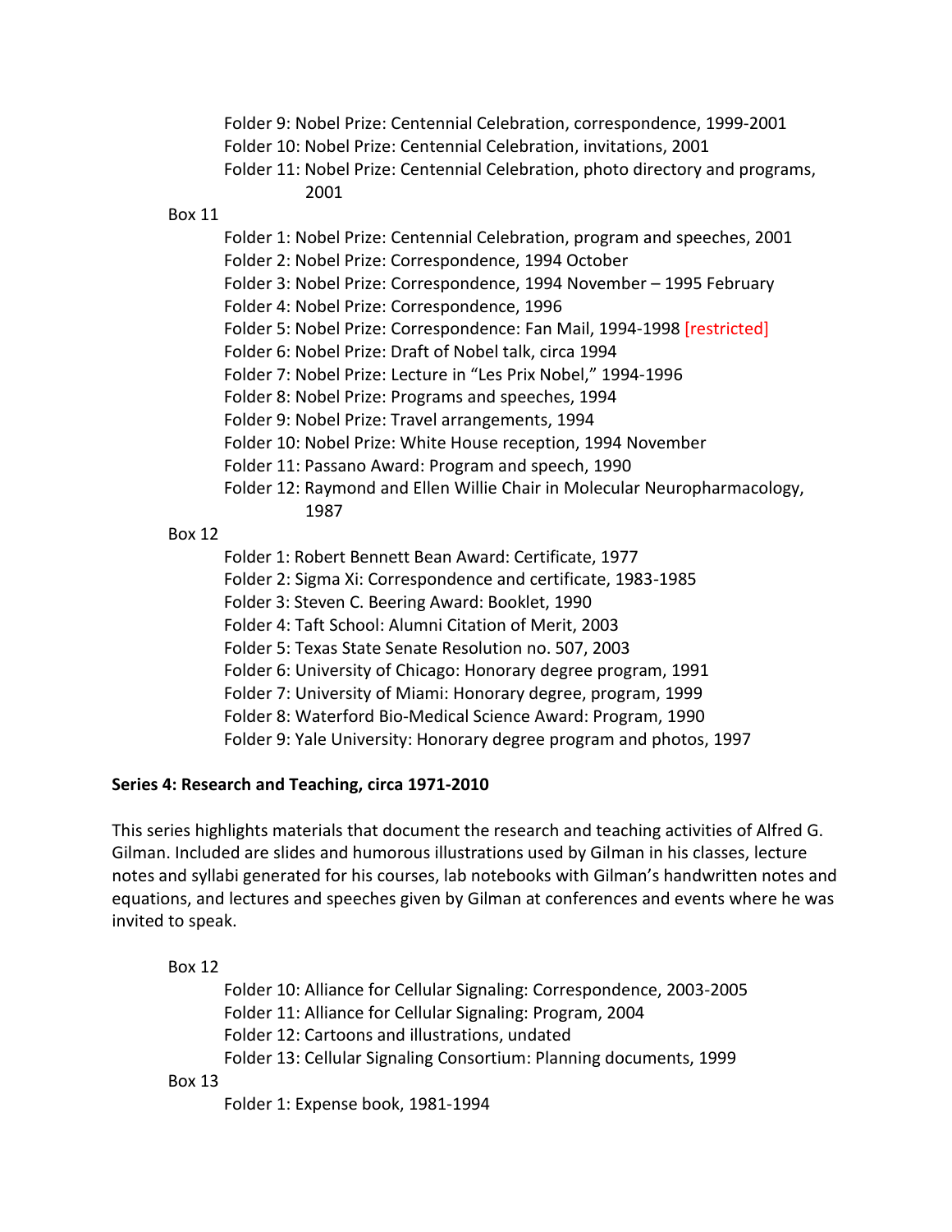Folder 9: Nobel Prize: Centennial Celebration, correspondence, 1999-2001
Folder 10: Nobel Prize: Centennial Celebration, invitations, 2001
Folder 11: Nobel Prize: Centennial Celebration, photo directory and programs, 2001

Box 11

Folder 1: Nobel Prize: Centennial Celebration, program and speeches, 2001
Folder 2: Nobel Prize: Correspondence, 1994 October
Folder 3: Nobel Prize: Correspondence, 1994 November – 1995 February
Folder 4: Nobel Prize: Correspondence, 1996
Folder 5: Nobel Prize: Correspondence: Fan Mail, 1994-1998 [restricted]
Folder 6: Nobel Prize: Draft of Nobel talk, circa 1994
Folder 7: Nobel Prize: Lecture in "Les Prix Nobel," 1994-1996
Folder 8: Nobel Prize: Programs and speeches, 1994
Folder 9: Nobel Prize: Travel arrangements, 1994
Folder 10: Nobel Prize: White House reception, 1994 November
Folder 11: Passano Award: Program and speech, 1990
Folder 12: Raymond and Ellen Willie Chair in Molecular Neuropharmacology, 1987

Box 12

Folder 1: Robert Bennett Bean Award: Certificate, 1977
Folder 2: Sigma Xi: Correspondence and certificate, 1983-1985
Folder 3: Steven C. Beering Award: Booklet, 1990
Folder 4: Taft School: Alumni Citation of Merit, 2003
Folder 5: Texas State Senate Resolution no. 507, 2003
Folder 6: University of Chicago: Honorary degree program, 1991
Folder 7: University of Miami: Honorary degree, program, 1999
Folder 8: Waterford Bio-Medical Science Award: Program, 1990
Folder 9: Yale University: Honorary degree program and photos, 1997

**Series 4: Research and Teaching, circa 1971-2010**

This series highlights materials that document the research and teaching activities of Alfred G. Gilman. Included are slides and humorous illustrations used by Gilman in his classes, lecture notes and syllabi generated for his courses, lab notebooks with Gilman's handwritten notes and equations, and lectures and speeches given by Gilman at conferences and events where he was invited to speak.

Box 12

Folder 10: Alliance for Cellular Signaling: Correspondence, 2003-2005
Folder 11: Alliance for Cellular Signaling: Program, 2004
Folder 12: Cartoons and illustrations, undated
Folder 13: Cellular Signaling Consortium: Planning documents, 1999

Box 13

Folder 1: Expense book, 1981-1994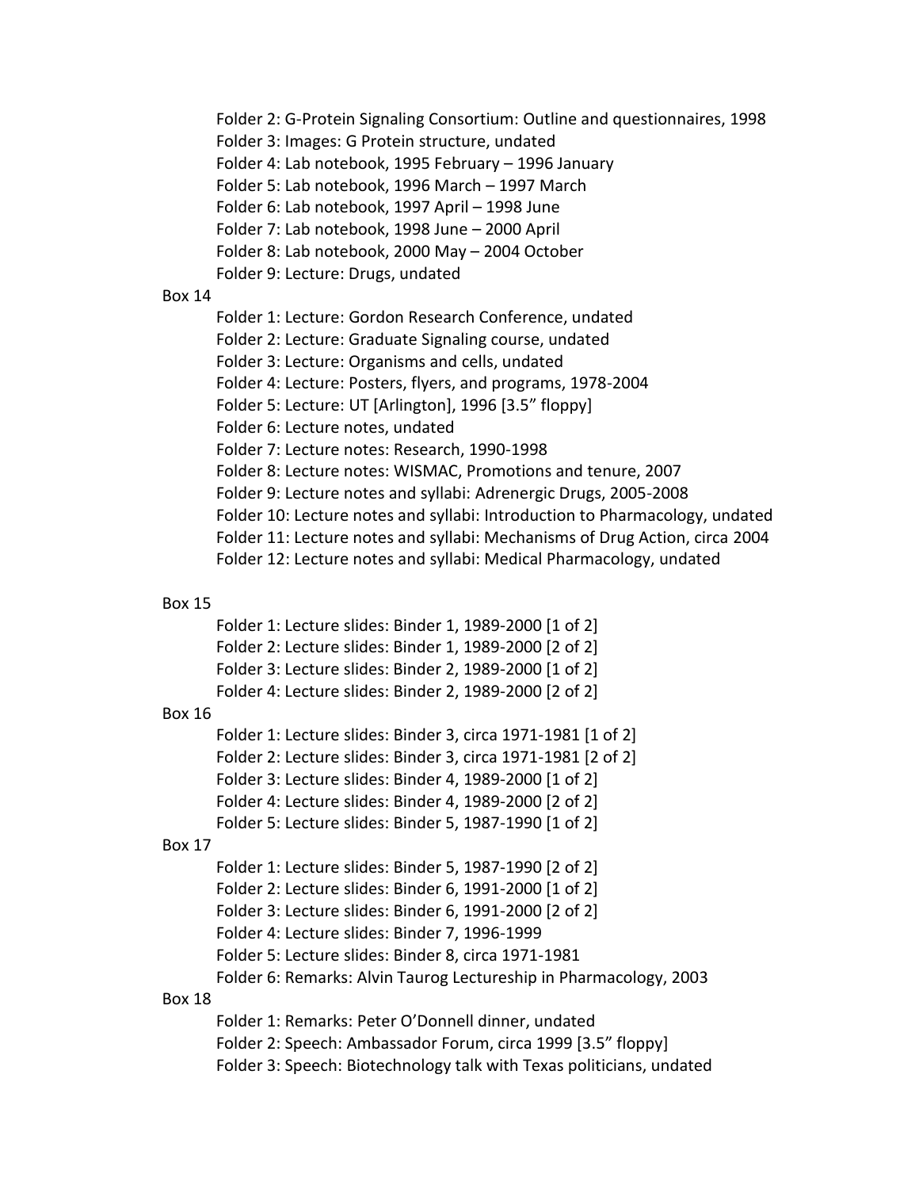Folder 2: G-Protein Signaling Consortium: Outline and questionnaires, 1998
Folder 3: Images: G Protein structure, undated
Folder 4: Lab notebook, 1995 February – 1996 January
Folder 5: Lab notebook, 1996 March – 1997 March
Folder 6: Lab notebook, 1997 April – 1998 June
Folder 7: Lab notebook, 1998 June – 2000 April
Folder 8: Lab notebook, 2000 May – 2004 October
Folder 9: Lecture: Drugs, undated

Box 14

Folder 1: Lecture: Gordon Research Conference, undated
Folder 2: Lecture: Graduate Signaling course, undated
Folder 3: Lecture: Organisms and cells, undated
Folder 4: Lecture: Posters, flyers, and programs, 1978-2004
Folder 5: Lecture: UT [Arlington], 1996 [3.5" floppy]
Folder 6: Lecture notes, undated
Folder 7: Lecture notes: Research, 1990-1998
Folder 8: Lecture notes: WISMAC, Promotions and tenure, 2007
Folder 9: Lecture notes and syllabi: Adrenergic Drugs, 2005-2008
Folder 10: Lecture notes and syllabi: Introduction to Pharmacology, undated
Folder 11: Lecture notes and syllabi: Mechanisms of Drug Action, circa 2004
Folder 12: Lecture notes and syllabi: Medical Pharmacology, undated

Box 15

Folder 1: Lecture slides: Binder 1, 1989-2000 [1 of 2]
Folder 2: Lecture slides: Binder 1, 1989-2000 [2 of 2]
Folder 3: Lecture slides: Binder 2, 1989-2000 [1 of 2]
Folder 4: Lecture slides: Binder 2, 1989-2000 [2 of 2]

Box 16

Folder 1: Lecture slides: Binder 3, circa 1971-1981 [1 of 2]
Folder 2: Lecture slides: Binder 3, circa 1971-1981 [2 of 2]
Folder 3: Lecture slides: Binder 4, 1989-2000 [1 of 2]
Folder 4: Lecture slides: Binder 4, 1989-2000 [2 of 2]
Folder 5: Lecture slides: Binder 5, 1987-1990 [1 of 2]

Box 17

Folder 1: Lecture slides: Binder 5, 1987-1990 [2 of 2]
Folder 2: Lecture slides: Binder 6, 1991-2000 [1 of 2]
Folder 3: Lecture slides: Binder 6, 1991-2000 [2 of 2]
Folder 4: Lecture slides: Binder 7, 1996-1999
Folder 5: Lecture slides: Binder 8, circa 1971-1981
Folder 6: Remarks: Alvin Taurog Lectureship in Pharmacology, 2003

Box 18

Folder 1: Remarks: Peter O'Donnell dinner, undated
Folder 2: Speech: Ambassador Forum, circa 1999 [3.5" floppy]
Folder 3: Speech: Biotechnology talk with Texas politicians, undated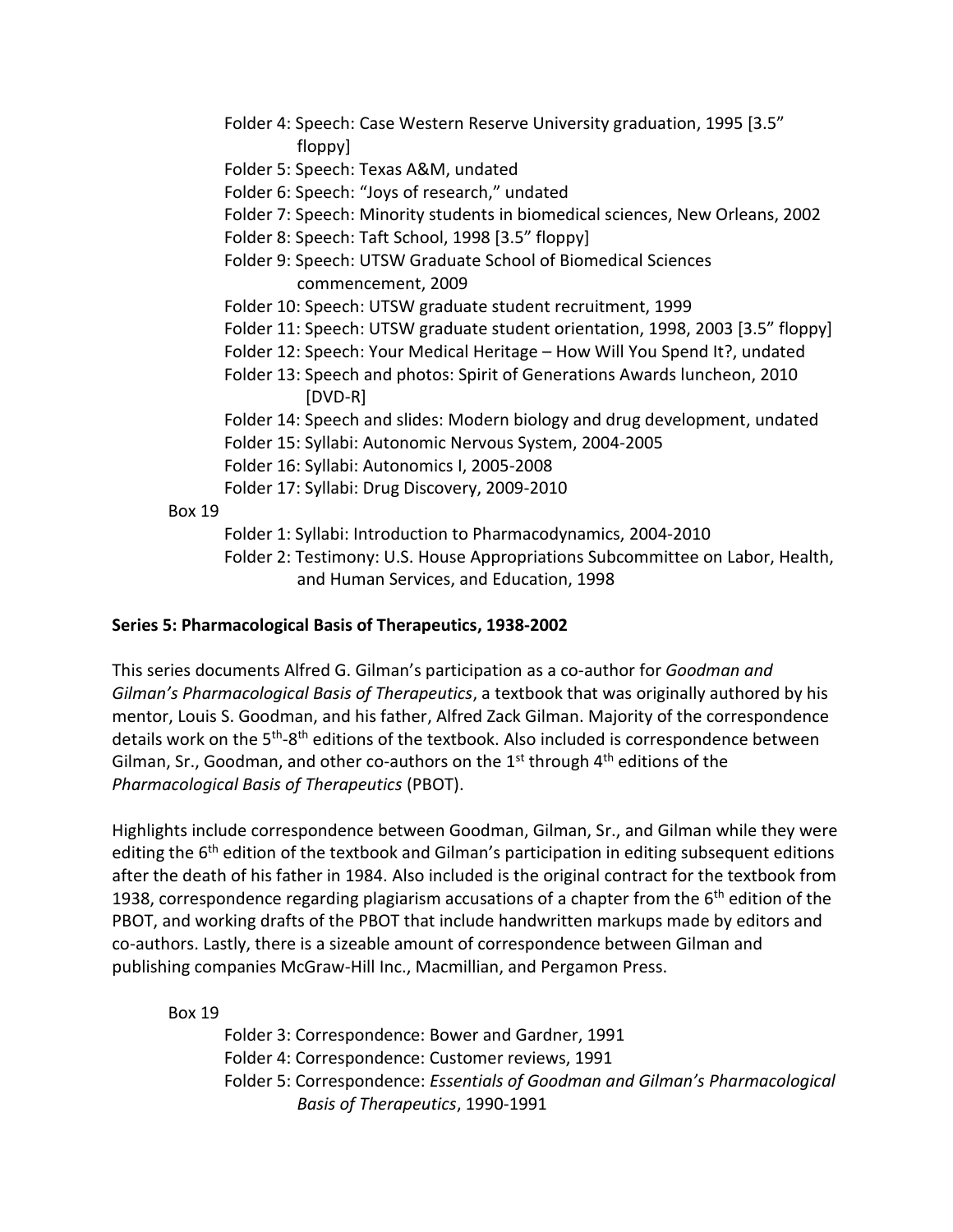Folder 4: Speech: Case Western Reserve University graduation, 1995 [3.5" floppy]
Folder 5: Speech: Texas A&M, undated
Folder 6: Speech: "Joys of research," undated
Folder 7: Speech: Minority students in biomedical sciences, New Orleans, 2002
Folder 8: Speech: Taft School, 1998 [3.5" floppy]
Folder 9: Speech: UTSW Graduate School of Biomedical Sciences commencement, 2009
Folder 10: Speech: UTSW graduate student recruitment, 1999
Folder 11: Speech: UTSW graduate student orientation, 1998, 2003 [3.5" floppy]
Folder 12: Speech: Your Medical Heritage – How Will You Spend It?, undated
Folder 13: Speech and photos: Spirit of Generations Awards luncheon, 2010 [DVD-R]
Folder 14: Speech and slides: Modern biology and drug development, undated
Folder 15: Syllabi: Autonomic Nervous System, 2004-2005
Folder 16: Syllabi: Autonomics I, 2005-2008
Folder 17: Syllabi: Drug Discovery, 2009-2010

Box 19

Folder 1: Syllabi: Introduction to Pharmacodynamics, 2004-2010
Folder 2: Testimony: U.S. House Appropriations Subcommittee on Labor, Health, and Human Services, and Education, 1998

**Series 5: Pharmacological Basis of Therapeutics, 1938-2002**

This series documents Alfred G. Gilman's participation as a co-author for *Goodman and Gilman's Pharmacological Basis of Therapeutics*, a textbook that was originally authored by his mentor, Louis S. Goodman, and his father, Alfred Zack Gilman. Majority of the correspondence details work on the 5th-8th editions of the textbook. Also included is correspondence between Gilman, Sr., Goodman, and other co-authors on the 1st through 4th editions of the *Pharmacological Basis of Therapeutics* (PBOT).

Highlights include correspondence between Goodman, Gilman, Sr., and Gilman while they were editing the 6th edition of the textbook and Gilman's participation in editing subsequent editions after the death of his father in 1984. Also included is the original contract for the textbook from 1938, correspondence regarding plagiarism accusations of a chapter from the 6th edition of the PBOT, and working drafts of the PBOT that include handwritten markups made by editors and co-authors. Lastly, there is a sizeable amount of correspondence between Gilman and publishing companies McGraw-Hill Inc., Macmillian, and Pergamon Press.

Box 19

Folder 3: Correspondence: Bower and Gardner, 1991
Folder 4: Correspondence: Customer reviews, 1991
Folder 5: Correspondence: *Essentials of Goodman and Gilman's Pharmacological Basis of Therapeutics*, 1990-1991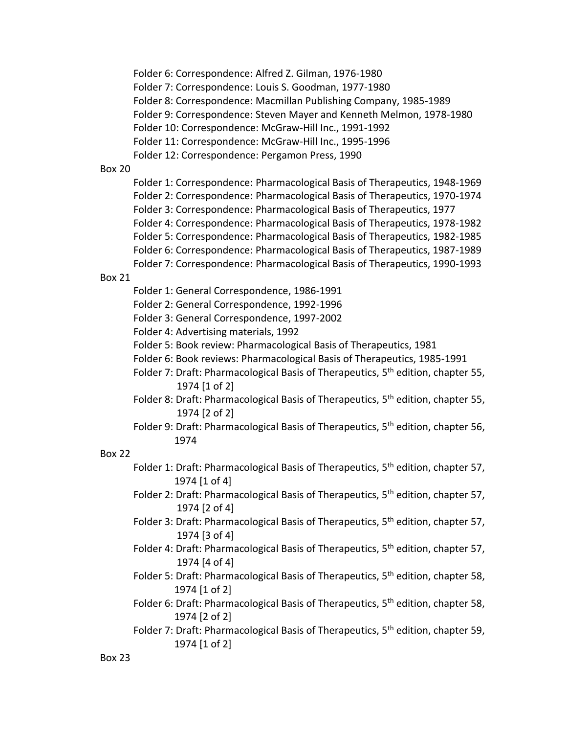Folder 6: Correspondence: Alfred Z. Gilman, 1976-1980

Folder 7: Correspondence: Louis S. Goodman, 1977-1980

Folder 8: Correspondence: Macmillan Publishing Company, 1985-1989

Folder 9: Correspondence: Steven Mayer and Kenneth Melmon, 1978-1980

Folder 10: Correspondence: McGraw-Hill Inc., 1991-1992

Folder 11: Correspondence: McGraw-Hill Inc., 1995-1996

Folder 12: Correspondence: Pergamon Press, 1990

Box 20

Folder 1: Correspondence: Pharmacological Basis of Therapeutics, 1948-1969

Folder 2: Correspondence: Pharmacological Basis of Therapeutics, 1970-1974

Folder 3: Correspondence: Pharmacological Basis of Therapeutics, 1977

Folder 4: Correspondence: Pharmacological Basis of Therapeutics, 1978-1982

Folder 5: Correspondence: Pharmacological Basis of Therapeutics, 1982-1985

Folder 6: Correspondence: Pharmacological Basis of Therapeutics, 1987-1989

Folder 7: Correspondence: Pharmacological Basis of Therapeutics, 1990-1993

Box 21

Folder 1: General Correspondence, 1986-1991

Folder 2: General Correspondence, 1992-1996

Folder 3: General Correspondence, 1997-2002

Folder 4: Advertising materials, 1992

Folder 5: Book review: Pharmacological Basis of Therapeutics, 1981

Folder 6: Book reviews: Pharmacological Basis of Therapeutics, 1985-1991

Folder 7: Draft: Pharmacological Basis of Therapeutics, 5th edition, chapter 55, 1974 [1 of 2]

Folder 8: Draft: Pharmacological Basis of Therapeutics, 5th edition, chapter 55, 1974 [2 of 2]

Folder 9: Draft: Pharmacological Basis of Therapeutics, 5th edition, chapter 56, 1974

Box 22

Folder 1: Draft: Pharmacological Basis of Therapeutics, 5th edition, chapter 57, 1974 [1 of 4]

Folder 2: Draft: Pharmacological Basis of Therapeutics, 5th edition, chapter 57, 1974 [2 of 4]

Folder 3: Draft: Pharmacological Basis of Therapeutics, 5th edition, chapter 57, 1974 [3 of 4]

Folder 4: Draft: Pharmacological Basis of Therapeutics, 5th edition, chapter 57, 1974 [4 of 4]

Folder 5: Draft: Pharmacological Basis of Therapeutics, 5th edition, chapter 58, 1974 [1 of 2]

Folder 6: Draft: Pharmacological Basis of Therapeutics, 5th edition, chapter 58, 1974 [2 of 2]

Folder 7: Draft: Pharmacological Basis of Therapeutics, 5th edition, chapter 59, 1974 [1 of 2]

Box 23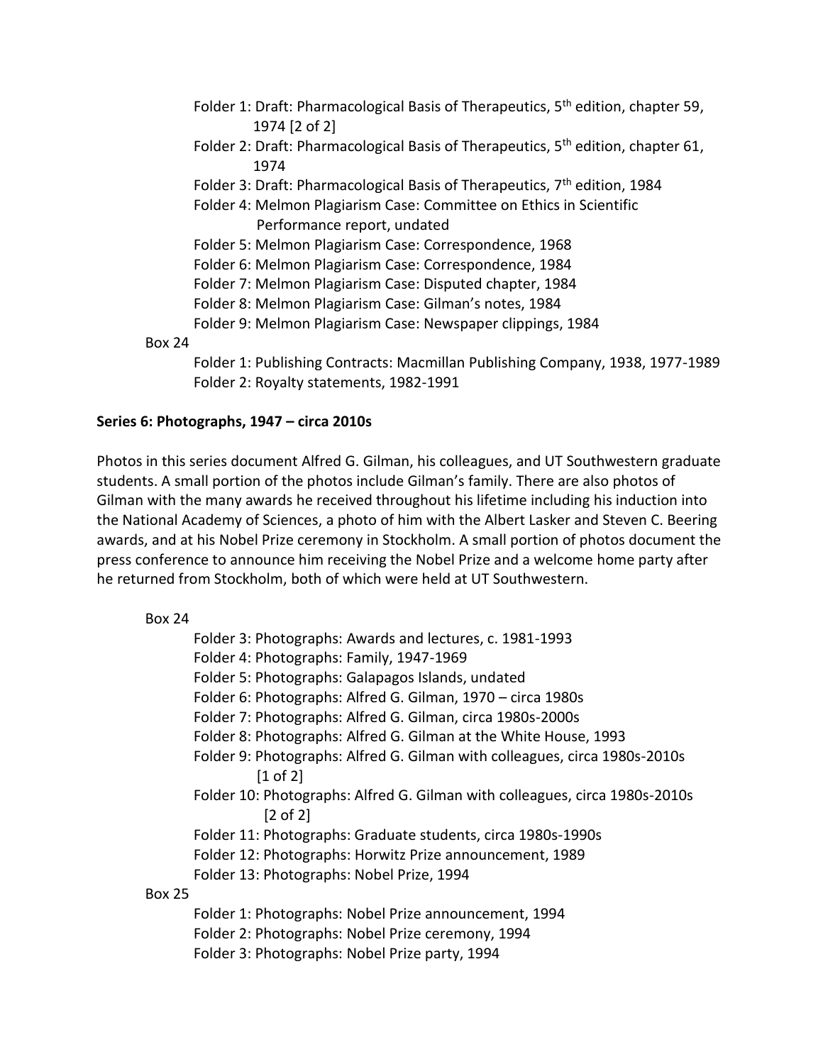Folder 1: Draft: Pharmacological Basis of Therapeutics, 5th edition, chapter 59, 1974 [2 of 2]
Folder 2: Draft: Pharmacological Basis of Therapeutics, 5th edition, chapter 61, 1974
Folder 3: Draft: Pharmacological Basis of Therapeutics, 7th edition, 1984
Folder 4: Melmon Plagiarism Case: Committee on Ethics in Scientific Performance report, undated
Folder 5: Melmon Plagiarism Case: Correspondence, 1968
Folder 6: Melmon Plagiarism Case: Correspondence, 1984
Folder 7: Melmon Plagiarism Case: Disputed chapter, 1984
Folder 8: Melmon Plagiarism Case: Gilman's notes, 1984
Folder 9: Melmon Plagiarism Case: Newspaper clippings, 1984

Box 24

Folder 1: Publishing Contracts: Macmillan Publishing Company, 1938, 1977-1989
Folder 2: Royalty statements, 1982-1991

**Series 6: Photographs, 1947 – circa 2010s**

Photos in this series document Alfred G. Gilman, his colleagues, and UT Southwestern graduate students. A small portion of the photos include Gilman's family. There are also photos of Gilman with the many awards he received throughout his lifetime including his induction into the National Academy of Sciences, a photo of him with the Albert Lasker and Steven C. Beering awards, and at his Nobel Prize ceremony in Stockholm. A small portion of photos document the press conference to announce him receiving the Nobel Prize and a welcome home party after he returned from Stockholm, both of which were held at UT Southwestern.

Box 24

Folder 3: Photographs: Awards and lectures, c. 1981-1993
Folder 4: Photographs: Family, 1947-1969
Folder 5: Photographs: Galapagos Islands, undated
Folder 6: Photographs: Alfred G. Gilman, 1970 – circa 1980s
Folder 7: Photographs: Alfred G. Gilman, circa 1980s-2000s
Folder 8: Photographs: Alfred G. Gilman at the White House, 1993
Folder 9: Photographs: Alfred G. Gilman with colleagues, circa 1980s-2010s [1 of 2]
Folder 10: Photographs: Alfred G. Gilman with colleagues, circa 1980s-2010s [2 of 2]
Folder 11: Photographs: Graduate students, circa 1980s-1990s
Folder 12: Photographs: Horwitz Prize announcement, 1989
Folder 13: Photographs: Nobel Prize, 1994

Box 25

Folder 1: Photographs: Nobel Prize announcement, 1994
Folder 2: Photographs: Nobel Prize ceremony, 1994
Folder 3: Photographs: Nobel Prize party, 1994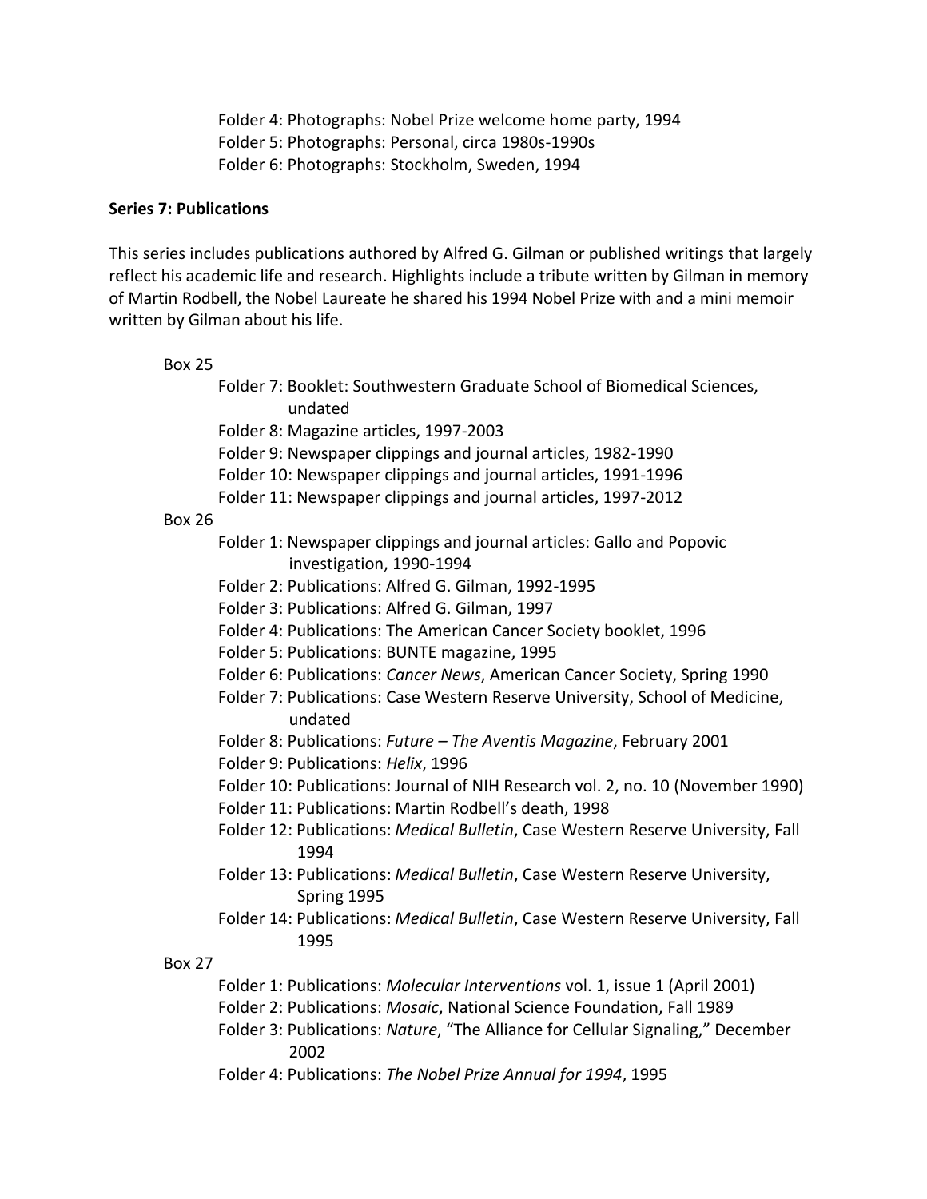Folder 4: Photographs: Nobel Prize welcome home party, 1994
Folder 5: Photographs: Personal, circa 1980s-1990s
Folder 6: Photographs: Stockholm, Sweden, 1994

**Series 7: Publications**

This series includes publications authored by Alfred G. Gilman or published writings that largely reflect his academic life and research. Highlights include a tribute written by Gilman in memory of Martin Rodbell, the Nobel Laureate he shared his 1994 Nobel Prize with and a mini memoir written by Gilman about his life.

Box 25

- Folder 7: Booklet: Southwestern Graduate School of Biomedical Sciences, undated
- Folder 8: Magazine articles, 1997-2003
- Folder 9: Newspaper clippings and journal articles, 1982-1990
- Folder 10: Newspaper clippings and journal articles, 1991-1996
- Folder 11: Newspaper clippings and journal articles, 1997-2012

Box 26

- Folder 1: Newspaper clippings and journal articles: Gallo and Popovic investigation, 1990-1994
- Folder 2: Publications: Alfred G. Gilman, 1992-1995
- Folder 3: Publications: Alfred G. Gilman, 1997
- Folder 4: Publications: The American Cancer Society booklet, 1996
- Folder 5: Publications: BUNTE magazine, 1995
- Folder 6: Publications: *Cancer News*, American Cancer Society, Spring 1990
- Folder 7: Publications: Case Western Reserve University, School of Medicine, undated
- Folder 8: Publications: *Future – The Aventis Magazine*, February 2001
- Folder 9: Publications: *Helix*, 1996
- Folder 10: Publications: Journal of NIH Research vol. 2, no. 10 (November 1990)
- Folder 11: Publications: Martin Rodbell's death, 1998
- Folder 12: Publications: *Medical Bulletin*, Case Western Reserve University, Fall 1994
- Folder 13: Publications: *Medical Bulletin*, Case Western Reserve University, Spring 1995
- Folder 14: Publications: *Medical Bulletin*, Case Western Reserve University, Fall 1995

Box 27

- Folder 1: Publications: *Molecular Interventions* vol. 1, issue 1 (April 2001)
- Folder 2: Publications: *Mosaic*, National Science Foundation, Fall 1989
- Folder 3: Publications: *Nature*, "The Alliance for Cellular Signaling," December 2002
- Folder 4: Publications: *The Nobel Prize Annual for 1994*, 1995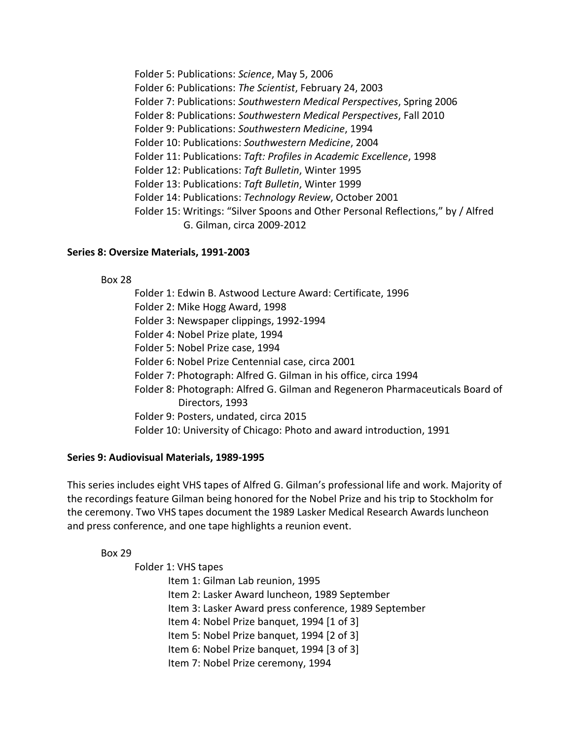Folder 5: Publications: *Science*, May 5, 2006
Folder 6: Publications: *The Scientist*, February 24, 2003
Folder 7: Publications: *Southwestern Medical Perspectives*, Spring 2006
Folder 8: Publications: *Southwestern Medical Perspectives*, Fall 2010
Folder 9: Publications: *Southwestern Medicine*, 1994
Folder 10: Publications: *Southwestern Medicine*, 2004
Folder 11: Publications: *Taft: Profiles in Academic Excellence*, 1998
Folder 12: Publications: *Taft Bulletin*, Winter 1995
Folder 13: Publications: *Taft Bulletin*, Winter 1999
Folder 14: Publications: *Technology Review*, October 2001
Folder 15: Writings: "Silver Spoons and Other Personal Reflections," by / Alfred G. Gilman, circa 2009-2012

**Series 8: Oversize Materials, 1991-2003**

Box 28

Folder 1: Edwin B. Astwood Lecture Award: Certificate, 1996
Folder 2: Mike Hogg Award, 1998
Folder 3: Newspaper clippings, 1992-1994
Folder 4: Nobel Prize plate, 1994
Folder 5: Nobel Prize case, 1994
Folder 6: Nobel Prize Centennial case, circa 2001
Folder 7: Photograph: Alfred G. Gilman in his office, circa 1994
Folder 8: Photograph: Alfred G. Gilman and Regeneron Pharmaceuticals Board of Directors, 1993
Folder 9: Posters, undated, circa 2015
Folder 10: University of Chicago: Photo and award introduction, 1991

**Series 9: Audiovisual Materials, 1989-1995**

This series includes eight VHS tapes of Alfred G. Gilman's professional life and work. Majority of the recordings feature Gilman being honored for the Nobel Prize and his trip to Stockholm for the ceremony. Two VHS tapes document the 1989 Lasker Medical Research Awards luncheon and press conference, and one tape highlights a reunion event.

Box 29

Folder 1: VHS tapes
- Item 1: Gilman Lab reunion, 1995
- Item 2: Lasker Award luncheon, 1989 September
- Item 3: Lasker Award press conference, 1989 September
- Item 4: Nobel Prize banquet, 1994 [1 of 3]
- Item 5: Nobel Prize banquet, 1994 [2 of 3]
- Item 6: Nobel Prize banquet, 1994 [3 of 3]
- Item 7: Nobel Prize ceremony, 1994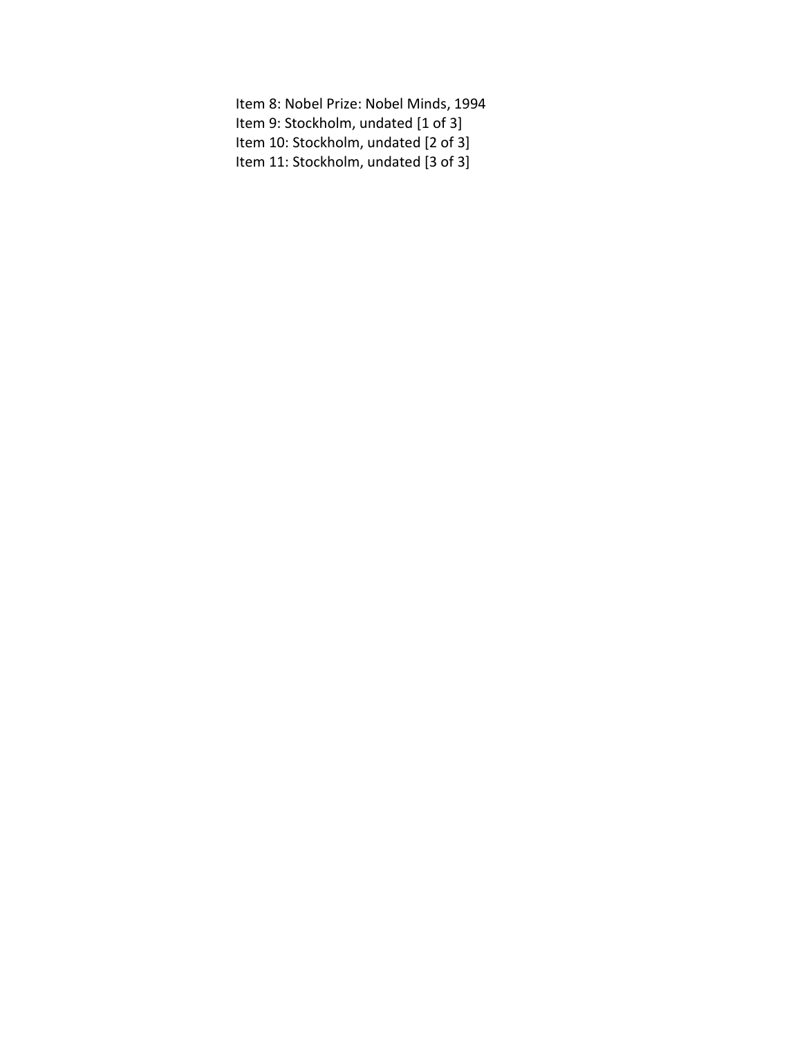Item 8: Nobel Prize: Nobel Minds, 1994
Item 9: Stockholm, undated [1 of 3]
Item 10: Stockholm, undated [2 of 3]
Item 11: Stockholm, undated [3 of 3]